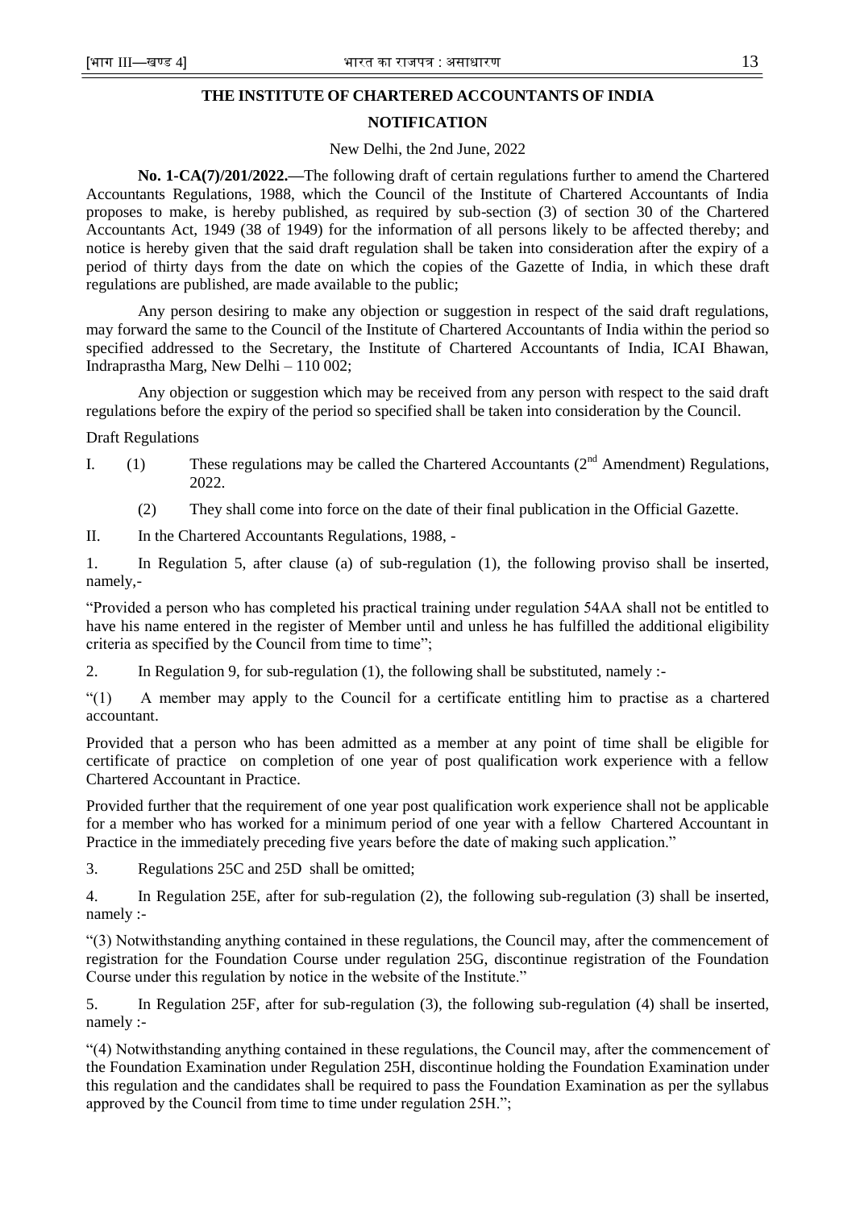## THE INSTITUTE OF CHARTERED ACCOUNTANTS OF INDIA

### NOTIFICATION

New Delhi, the 2nd June, 2022

**No. 1-CA(7)/201/2022.—**The following draft of certain regulations further to amend the Chartered Accountants Regulations, 1988, which the Council of the Institute of Chartered Accountants of India proposes to make, is hereby published, as required by sub-section (3) of section 30 of the Chartered Accountants Act, 1949 (38 of 1949) for the information of all persons likely to be affected thereby; and notice is hereby given that the said draft regulation shall be taken into consideration after the expiry of a period of thirty days from the date on which the copies of the Gazette of India, in which these draft regulations are published, are made available to the public;

Any person desiring to make any objection or suggestion in respect of the said draft regulations, may forward the same to the Council of the Institute of Chartered Accountants of India within the period so specified addressed to the Secretary, the Institute of Chartered Accountants of India, ICAI Bhawan, Indraprastha Marg, New Delhi – 110 002;

Any objection or suggestion which may be received from any person with respect to the said draft regulations before the expiry of the period so specified shall be taken into consideration by the Council.

Draft Regulations

I. (1) These regulations may be called the Chartered Accountants (2nd Amendment) Regulations, 2022.

(2) They shall come into force on the date of their final publication in the Official Gazette.

II. In the Chartered Accountants Regulations, 1988, -

1. In Regulation 5, after clause (a) of sub-regulation (1), the following proviso shall be inserted, namely,-

"Provided a person who has completed his practical training under regulation 54AA shall not be entitled to have his name entered in the register of Member until and unless he has fulfilled the additional eligibility criteria as specified by the Council from time to time";

2. In Regulation 9, for sub-regulation (1), the following shall be substituted, namely :-

"(1) A member may apply to the Council for a certificate entitling him to practise as a chartered accountant.

Provided that a person who has been admitted as a member at any point of time shall be eligible for certificate of practice on completion of one year of post qualification work experience with a fellow Chartered Accountant in Practice.

Provided further that the requirement of one year post qualification work experience shall not be applicable for a member who has worked for a minimum period of one year with a fellow Chartered Accountant in Practice in the immediately preceding five years before the date of making such application."

3. Regulations 25C and 25D shall be omitted;

4. In Regulation 25E, after for sub-regulation (2), the following sub-regulation (3) shall be inserted, namely :-

"(3) Notwithstanding anything contained in these regulations, the Council may, after the commencement of registration for the Foundation Course under regulation 25G, discontinue registration of the Foundation Course under this regulation by notice in the website of the Institute."

5. In Regulation 25F, after for sub-regulation (3), the following sub-regulation (4) shall be inserted, namely :-

"(4) Notwithstanding anything contained in these regulations, the Council may, after the commencement of the Foundation Examination under Regulation 25H, discontinue holding the Foundation Examination under this regulation and the candidates shall be required to pass the Foundation Examination as per the syllabus approved by the Council from time to time under regulation 25H.";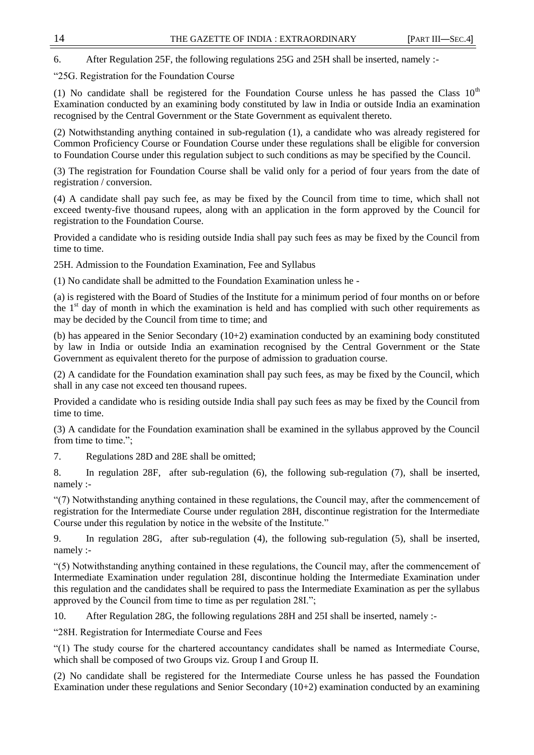6. After Regulation 25F, the following regulations 25G and 25H shall be inserted, namely :-

"25G. Registration for the Foundation Course

(1) No candidate shall be registered for the Foundation Course unless he has passed the Class 10th Examination conducted by an examining body constituted by law in India or outside India an examination recognised by the Central Government or the State Government as equivalent thereto.

(2) Notwithstanding anything contained in sub-regulation (1), a candidate who was already registered for Common Proficiency Course or Foundation Course under these regulations shall be eligible for conversion to Foundation Course under this regulation subject to such conditions as may be specified by the Council.

(3) The registration for Foundation Course shall be valid only for a period of four years from the date of registration / conversion.

(4) A candidate shall pay such fee, as may be fixed by the Council from time to time, which shall not exceed twenty-five thousand rupees, along with an application in the form approved by the Council for registration to the Foundation Course.

Provided a candidate who is residing outside India shall pay such fees as may be fixed by the Council from time to time.

25H. Admission to the Foundation Examination, Fee and Syllabus

(1) No candidate shall be admitted to the Foundation Examination unless he -

(a) is registered with the Board of Studies of the Institute for a minimum period of four months on or before the 1st day of month in which the examination is held and has complied with such other requirements as may be decided by the Council from time to time; and

(b) has appeared in the Senior Secondary (10+2) examination conducted by an examining body constituted by law in India or outside India an examination recognised by the Central Government or the State Government as equivalent thereto for the purpose of admission to graduation course.

(2) A candidate for the Foundation examination shall pay such fees, as may be fixed by the Council, which shall in any case not exceed ten thousand rupees.

Provided a candidate who is residing outside India shall pay such fees as may be fixed by the Council from time to time.

(3) A candidate for the Foundation examination shall be examined in the syllabus approved by the Council from time to time.";

7. Regulations 28D and 28E shall be omitted;

8. In regulation 28F, after sub-regulation (6), the following sub-regulation (7), shall be inserted, namely :-

"(7) Notwithstanding anything contained in these regulations, the Council may, after the commencement of registration for the Intermediate Course under regulation 28H, discontinue registration for the Intermediate Course under this regulation by notice in the website of the Institute."

9. In regulation 28G, after sub-regulation (4), the following sub-regulation (5), shall be inserted, namely :-

"(5) Notwithstanding anything contained in these regulations, the Council may, after the commencement of Intermediate Examination under regulation 28I, discontinue holding the Intermediate Examination under this regulation and the candidates shall be required to pass the Intermediate Examination as per the syllabus approved by the Council from time to time as per regulation 28I.";

10. After Regulation 28G, the following regulations 28H and 25I shall be inserted, namely :-

"28H. Registration for Intermediate Course and Fees

"(1) The study course for the chartered accountancy candidates shall be named as Intermediate Course, which shall be composed of two Groups viz. Group I and Group II.

(2) No candidate shall be registered for the Intermediate Course unless he has passed the Foundation Examination under these regulations and Senior Secondary (10+2) examination conducted by an examining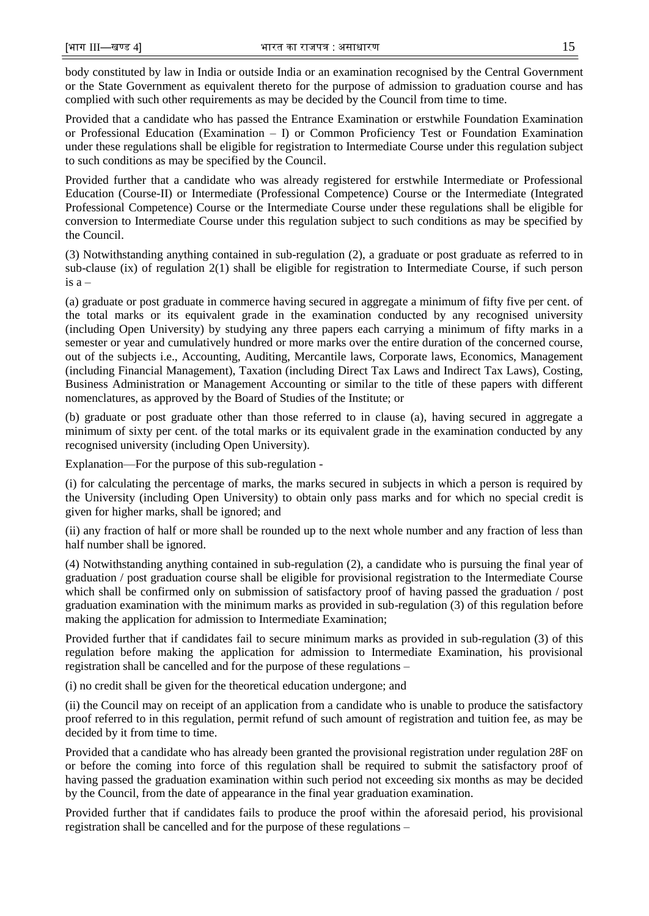body constituted by law in India or outside India or an examination recognised by the Central Government or the State Government as equivalent thereto for the purpose of admission to graduation course and has complied with such other requirements as may be decided by the Council from time to time.

Provided that a candidate who has passed the Entrance Examination or erstwhile Foundation Examination or Professional Education (Examination – I) or Common Proficiency Test or Foundation Examination under these regulations shall be eligible for registration to Intermediate Course under this regulation subject to such conditions as may be specified by the Council.

Provided further that a candidate who was already registered for erstwhile Intermediate or Professional Education (Course-II) or Intermediate (Professional Competence) Course or the Intermediate (Integrated Professional Competence) Course or the Intermediate Course under these regulations shall be eligible for conversion to Intermediate Course under this regulation subject to such conditions as may be specified by the Council.

(3) Notwithstanding anything contained in sub-regulation (2), a graduate or post graduate as referred to in sub-clause (ix) of regulation 2(1) shall be eligible for registration to Intermediate Course, if such person is a –

(a) graduate or post graduate in commerce having secured in aggregate a minimum of fifty five per cent. of the total marks or its equivalent grade in the examination conducted by any recognised university (including Open University) by studying any three papers each carrying a minimum of fifty marks in a semester or year and cumulatively hundred or more marks over the entire duration of the concerned course, out of the subjects i.e., Accounting, Auditing, Mercantile laws, Corporate laws, Economics, Management (including Financial Management), Taxation (including Direct Tax Laws and Indirect Tax Laws), Costing, Business Administration or Management Accounting or similar to the title of these papers with different nomenclatures, as approved by the Board of Studies of the Institute; or

(b) graduate or post graduate other than those referred to in clause (a), having secured in aggregate a minimum of sixty per cent. of the total marks or its equivalent grade in the examination conducted by any recognised university (including Open University).

Explanation—For the purpose of this sub-regulation -

(i) for calculating the percentage of marks, the marks secured in subjects in which a person is required by the University (including Open University) to obtain only pass marks and for which no special credit is given for higher marks, shall be ignored; and

(ii) any fraction of half or more shall be rounded up to the next whole number and any fraction of less than half number shall be ignored.

(4) Notwithstanding anything contained in sub-regulation (2), a candidate who is pursuing the final year of graduation / post graduation course shall be eligible for provisional registration to the Intermediate Course which shall be confirmed only on submission of satisfactory proof of having passed the graduation / post graduation examination with the minimum marks as provided in sub-regulation (3) of this regulation before making the application for admission to Intermediate Examination;

Provided further that if candidates fail to secure minimum marks as provided in sub-regulation (3) of this regulation before making the application for admission to Intermediate Examination, his provisional registration shall be cancelled and for the purpose of these regulations –

(i) no credit shall be given for the theoretical education undergone; and

(ii) the Council may on receipt of an application from a candidate who is unable to produce the satisfactory proof referred to in this regulation, permit refund of such amount of registration and tuition fee, as may be decided by it from time to time.

Provided that a candidate who has already been granted the provisional registration under regulation 28F on or before the coming into force of this regulation shall be required to submit the satisfactory proof of having passed the graduation examination within such period not exceeding six months as may be decided by the Council, from the date of appearance in the final year graduation examination.

Provided further that if candidates fails to produce the proof within the aforesaid period, his provisional registration shall be cancelled and for the purpose of these regulations –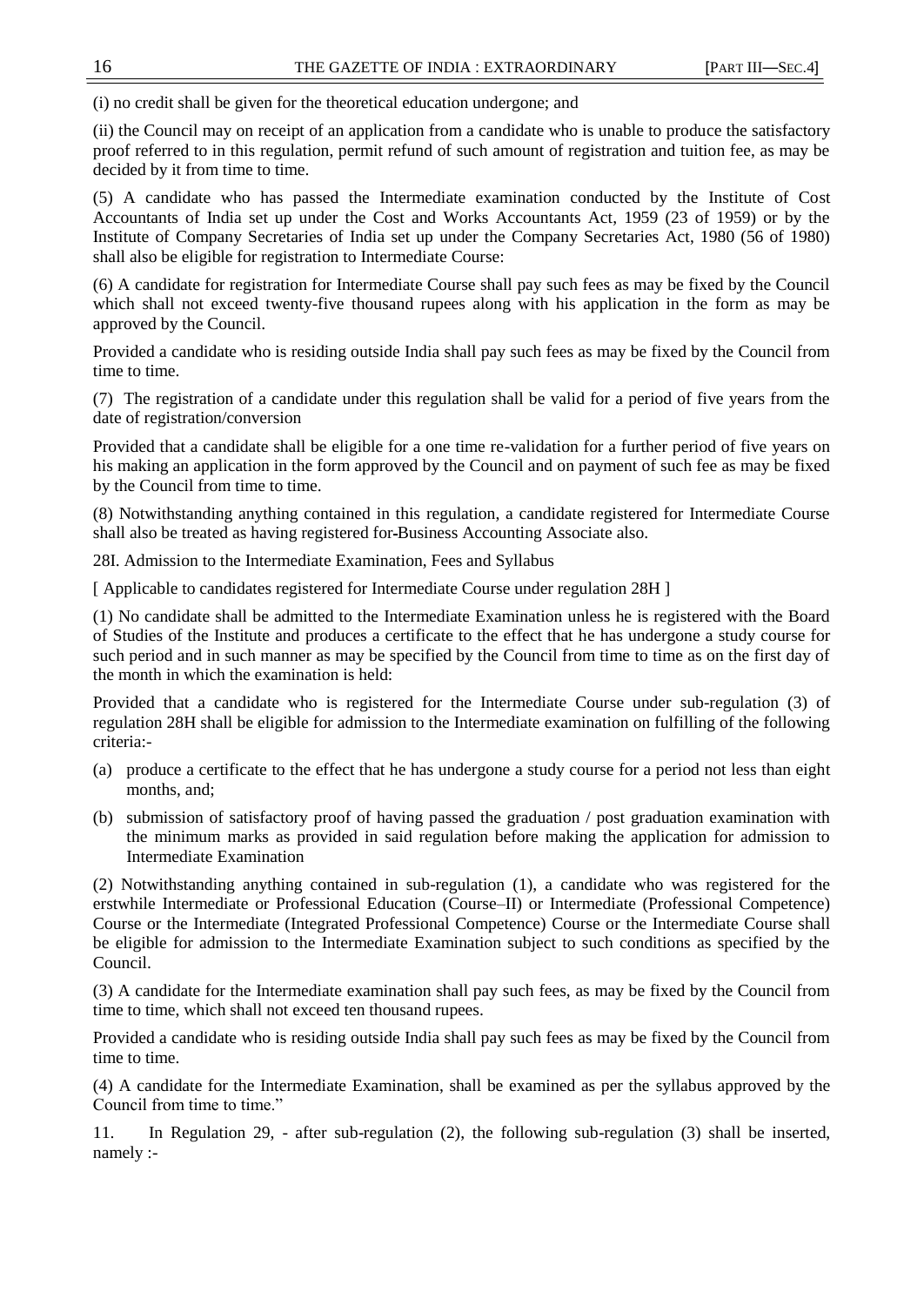(i) no credit shall be given for the theoretical education undergone; and

(ii) the Council may on receipt of an application from a candidate who is unable to produce the satisfactory proof referred to in this regulation, permit refund of such amount of registration and tuition fee, as may be decided by it from time to time.

(5) A candidate who has passed the Intermediate examination conducted by the Institute of Cost Accountants of India set up under the Cost and Works Accountants Act, 1959 (23 of 1959) or by the Institute of Company Secretaries of India set up under the Company Secretaries Act, 1980 (56 of 1980) shall also be eligible for registration to Intermediate Course:

(6) A candidate for registration for Intermediate Course shall pay such fees as may be fixed by the Council which shall not exceed twenty-five thousand rupees along with his application in the form as may be approved by the Council.

Provided a candidate who is residing outside India shall pay such fees as may be fixed by the Council from time to time.

(7) The registration of a candidate under this regulation shall be valid for a period of five years from the date of registration/conversion

Provided that a candidate shall be eligible for a one time re-validation for a further period of five years on his making an application in the form approved by the Council and on payment of such fee as may be fixed by the Council from time to time.

(8) Notwithstanding anything contained in this regulation, a candidate registered for Intermediate Course shall also be treated as having registered for Business Accounting Associate also.

28I. Admission to the Intermediate Examination, Fees and Syllabus

[ Applicable to candidates registered for Intermediate Course under regulation 28H ]

(1) No candidate shall be admitted to the Intermediate Examination unless he is registered with the Board of Studies of the Institute and produces a certificate to the effect that he has undergone a study course for such period and in such manner as may be specified by the Council from time to time as on the first day of the month in which the examination is held:

Provided that a candidate who is registered for the Intermediate Course under sub-regulation (3) of regulation 28H shall be eligible for admission to the Intermediate examination on fulfilling of the following criteria:-

(a) produce a certificate to the effect that he has undergone a study course for a period not less than eight months, and;

(b) submission of satisfactory proof of having passed the graduation / post graduation examination with the minimum marks as provided in said regulation before making the application for admission to Intermediate Examination

(2) Notwithstanding anything contained in sub-regulation (1), a candidate who was registered for the erstwhile Intermediate or Professional Education (Course–II) or Intermediate (Professional Competence) Course or the Intermediate (Integrated Professional Competence) Course or the Intermediate Course shall be eligible for admission to the Intermediate Examination subject to such conditions as specified by the Council.

(3) A candidate for the Intermediate examination shall pay such fees, as may be fixed by the Council from time to time, which shall not exceed ten thousand rupees.

Provided a candidate who is residing outside India shall pay such fees as may be fixed by the Council from time to time.

(4) A candidate for the Intermediate Examination, shall be examined as per the syllabus approved by the Council from time to time."

11. In Regulation 29, - after sub-regulation (2), the following sub-regulation (3) shall be inserted, namely :-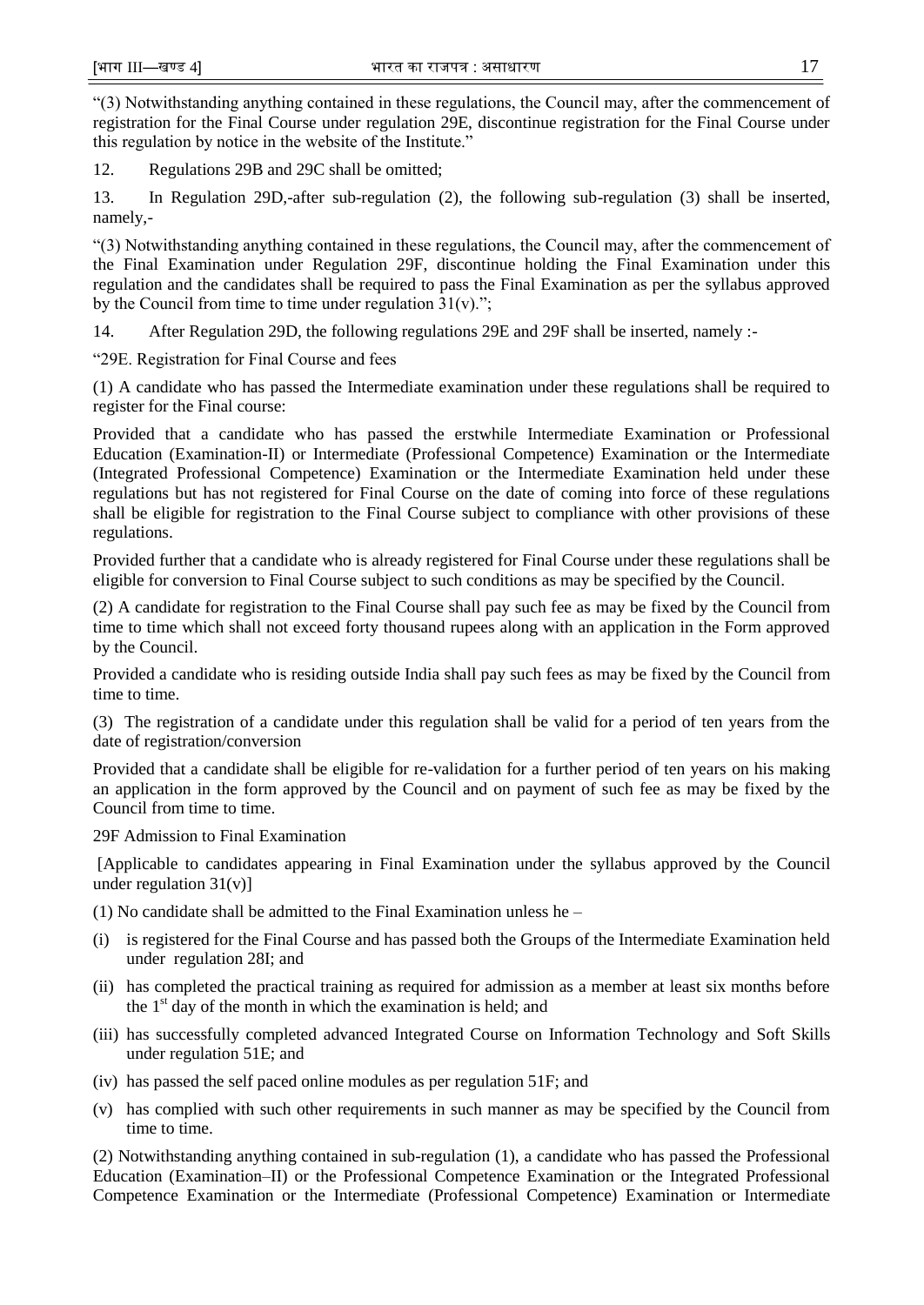"(3) Notwithstanding anything contained in these regulations, the Council may, after the commencement of registration for the Final Course under regulation 29E, discontinue registration for the Final Course under this regulation by notice in the website of the Institute."

12. Regulations 29B and 29C shall be omitted;

13. In Regulation 29D,-after sub-regulation (2), the following sub-regulation (3) shall be inserted, namely,-

"(3) Notwithstanding anything contained in these regulations, the Council may, after the commencement of the Final Examination under Regulation 29F, discontinue holding the Final Examination under this regulation and the candidates shall be required to pass the Final Examination as per the syllabus approved by the Council from time to time under regulation 31(v).";

14. After Regulation 29D, the following regulations 29E and 29F shall be inserted, namely :-

"29E. Registration for Final Course and fees

(1) A candidate who has passed the Intermediate examination under these regulations shall be required to register for the Final course:

Provided that a candidate who has passed the erstwhile Intermediate Examination or Professional Education (Examination-II) or Intermediate (Professional Competence) Examination or the Intermediate (Integrated Professional Competence) Examination or the Intermediate Examination held under these regulations but has not registered for Final Course on the date of coming into force of these regulations shall be eligible for registration to the Final Course subject to compliance with other provisions of these regulations.

Provided further that a candidate who is already registered for Final Course under these regulations shall be eligible for conversion to Final Course subject to such conditions as may be specified by the Council.

(2) A candidate for registration to the Final Course shall pay such fee as may be fixed by the Council from time to time which shall not exceed forty thousand rupees along with an application in the Form approved by the Council.

Provided a candidate who is residing outside India shall pay such fees as may be fixed by the Council from time to time.

(3) The registration of a candidate under this regulation shall be valid for a period of ten years from the date of registration/conversion

Provided that a candidate shall be eligible for re-validation for a further period of ten years on his making an application in the form approved by the Council and on payment of such fee as may be fixed by the Council from time to time.

29F Admission to Final Examination

[Applicable to candidates appearing in Final Examination under the syllabus approved by the Council under regulation 31(v)]

(1) No candidate shall be admitted to the Final Examination unless he –

(i) is registered for the Final Course and has passed both the Groups of the Intermediate Examination held under regulation 28I; and

(ii) has completed the practical training as required for admission as a member at least six months before the 1st day of the month in which the examination is held; and

(iii) has successfully completed advanced Integrated Course on Information Technology and Soft Skills under regulation 51E; and

(iv) has passed the self paced online modules as per regulation 51F; and

(v) has complied with such other requirements in such manner as may be specified by the Council from time to time.

(2) Notwithstanding anything contained in sub-regulation (1), a candidate who has passed the Professional Education (Examination–II) or the Professional Competence Examination or the Integrated Professional Competence Examination or the Intermediate (Professional Competence) Examination or Intermediate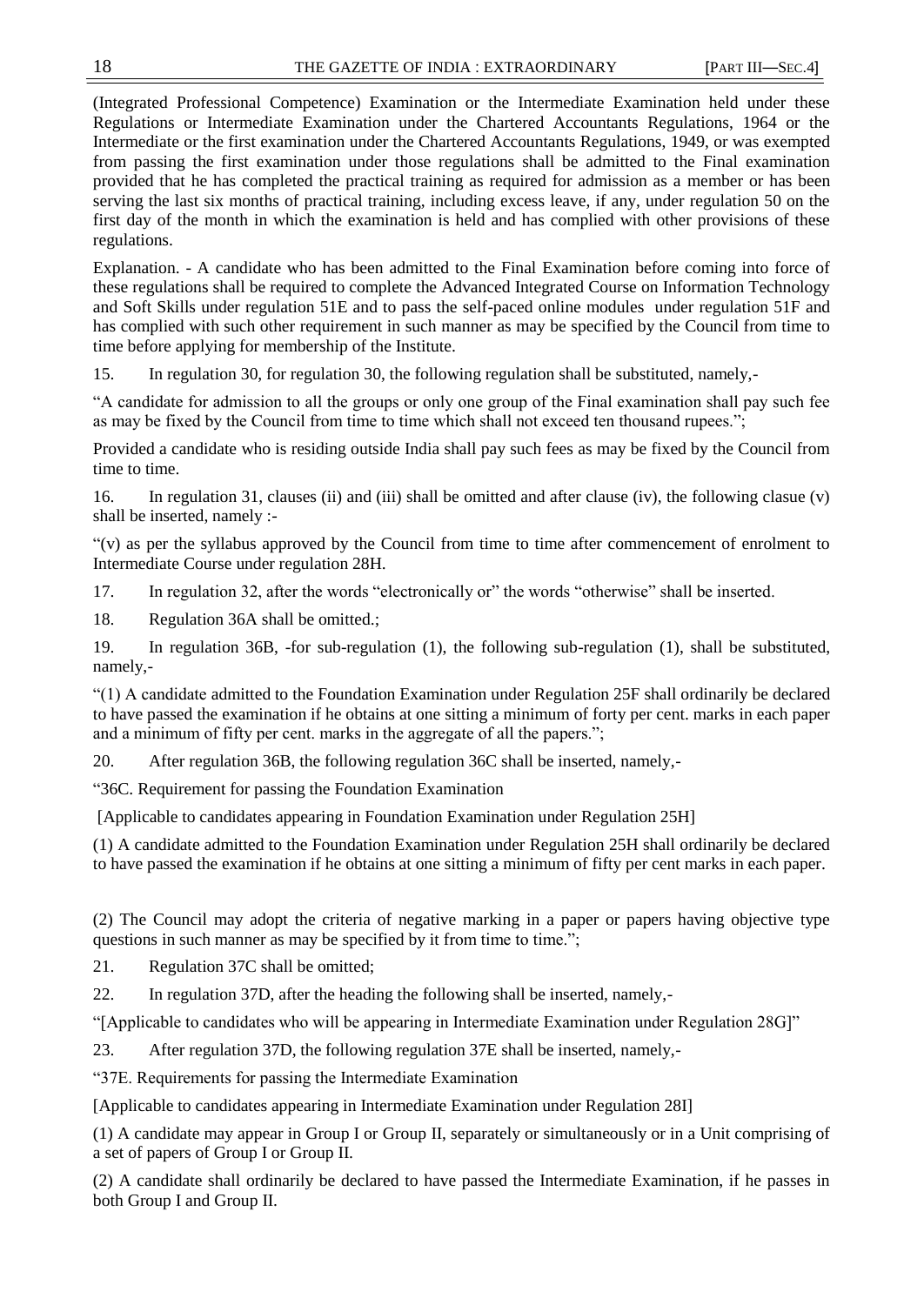(Integrated Professional Competence) Examination or the Intermediate Examination held under these Regulations or Intermediate Examination under the Chartered Accountants Regulations, 1964 or the Intermediate or the first examination under the Chartered Accountants Regulations, 1949, or was exempted from passing the first examination under those regulations shall be admitted to the Final examination provided that he has completed the practical training as required for admission as a member or has been serving the last six months of practical training, including excess leave, if any, under regulation 50 on the first day of the month in which the examination is held and has complied with other provisions of these regulations.

Explanation. - A candidate who has been admitted to the Final Examination before coming into force of these regulations shall be required to complete the Advanced Integrated Course on Information Technology and Soft Skills under regulation 51E and to pass the self-paced online modules under regulation 51F and has complied with such other requirement in such manner as may be specified by the Council from time to time before applying for membership of the Institute.

15. In regulation 30, for regulation 30, the following regulation shall be substituted, namely,-

"A candidate for admission to all the groups or only one group of the Final examination shall pay such fee as may be fixed by the Council from time to time which shall not exceed ten thousand rupees.";

Provided a candidate who is residing outside India shall pay such fees as may be fixed by the Council from time to time.

16. In regulation 31, clauses (ii) and (iii) shall be omitted and after clause (iv), the following clasue (v) shall be inserted, namely :-

"(v) as per the syllabus approved by the Council from time to time after commencement of enrolment to Intermediate Course under regulation 28H.

17. In regulation 32, after the words "electronically or" the words "otherwise" shall be inserted.

18. Regulation 36A shall be omitted.;

19. In regulation 36B, -for sub-regulation (1), the following sub-regulation (1), shall be substituted, namely,-

"(1) A candidate admitted to the Foundation Examination under Regulation 25F shall ordinarily be declared to have passed the examination if he obtains at one sitting a minimum of forty per cent. marks in each paper and a minimum of fifty per cent. marks in the aggregate of all the papers.";

20. After regulation 36B, the following regulation 36C shall be inserted, namely,-

"36C. Requirement for passing the Foundation Examination

[Applicable to candidates appearing in Foundation Examination under Regulation 25H]

(1) A candidate admitted to the Foundation Examination under Regulation 25H shall ordinarily be declared to have passed the examination if he obtains at one sitting a minimum of fifty per cent marks in each paper.

(2) The Council may adopt the criteria of negative marking in a paper or papers having objective type questions in such manner as may be specified by it from time to time.";

21. Regulation 37C shall be omitted;

22. In regulation 37D, after the heading the following shall be inserted, namely,-

"[Applicable to candidates who will be appearing in Intermediate Examination under Regulation 28G]"

23. After regulation 37D, the following regulation 37E shall be inserted, namely,-

"37E. Requirements for passing the Intermediate Examination

[Applicable to candidates appearing in Intermediate Examination under Regulation 28I]

(1) A candidate may appear in Group I or Group II, separately or simultaneously or in a Unit comprising of a set of papers of Group I or Group II.

(2) A candidate shall ordinarily be declared to have passed the Intermediate Examination, if he passes in both Group I and Group II.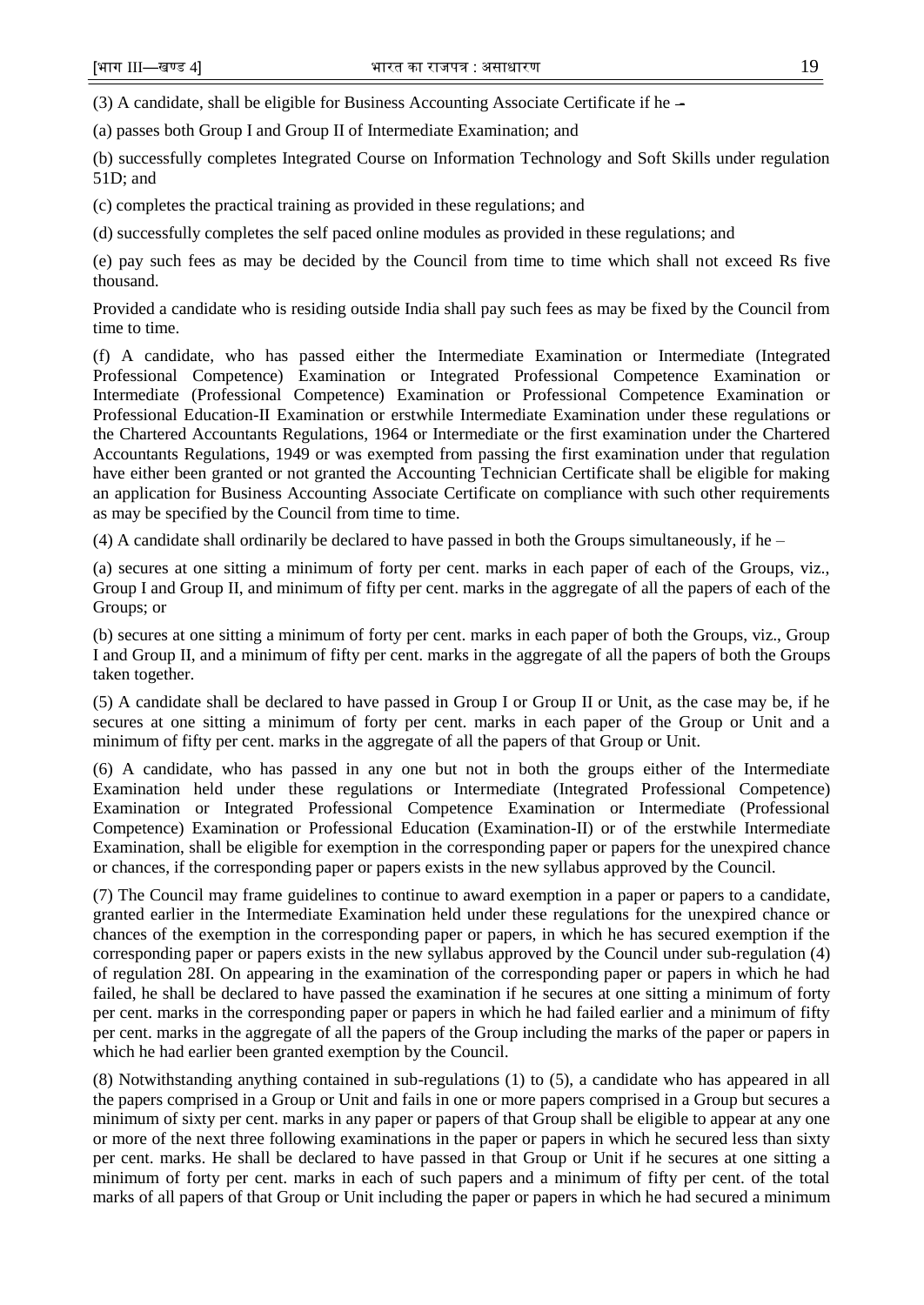(3) A candidate, shall be eligible for Business Accounting Associate Certificate if he –

(a) passes both Group I and Group II of Intermediate Examination; and

(b) successfully completes Integrated Course on Information Technology and Soft Skills under regulation 51D; and

(c) completes the practical training as provided in these regulations; and

(d) successfully completes the self paced online modules as provided in these regulations; and

(e) pay such fees as may be decided by the Council from time to time which shall not exceed Rs five thousand.

Provided a candidate who is residing outside India shall pay such fees as may be fixed by the Council from time to time.

(f) A candidate, who has passed either the Intermediate Examination or Intermediate (Integrated Professional Competence) Examination or Integrated Professional Competence Examination or Intermediate (Professional Competence) Examination or Professional Competence Examination or Professional Education-II Examination or erstwhile Intermediate Examination under these regulations or the Chartered Accountants Regulations, 1964 or Intermediate or the first examination under the Chartered Accountants Regulations, 1949 or was exempted from passing the first examination under that regulation have either been granted or not granted the Accounting Technician Certificate shall be eligible for making an application for Business Accounting Associate Certificate on compliance with such other requirements as may be specified by the Council from time to time.

(4) A candidate shall ordinarily be declared to have passed in both the Groups simultaneously, if he –

(a) secures at one sitting a minimum of forty per cent. marks in each paper of each of the Groups, viz., Group I and Group II, and minimum of fifty per cent. marks in the aggregate of all the papers of each of the Groups; or

(b) secures at one sitting a minimum of forty per cent. marks in each paper of both the Groups, viz., Group I and Group II, and a minimum of fifty per cent. marks in the aggregate of all the papers of both the Groups taken together.

(5) A candidate shall be declared to have passed in Group I or Group II or Unit, as the case may be, if he secures at one sitting a minimum of forty per cent. marks in each paper of the Group or Unit and a minimum of fifty per cent. marks in the aggregate of all the papers of that Group or Unit.

(6) A candidate, who has passed in any one but not in both the groups either of the Intermediate Examination held under these regulations or Intermediate (Integrated Professional Competence) Examination or Integrated Professional Competence Examination or Intermediate (Professional Competence) Examination or Professional Education (Examination-II) or of the erstwhile Intermediate Examination, shall be eligible for exemption in the corresponding paper or papers for the unexpired chance or chances, if the corresponding paper or papers exists in the new syllabus approved by the Council.

(7) The Council may frame guidelines to continue to award exemption in a paper or papers to a candidate, granted earlier in the Intermediate Examination held under these regulations for the unexpired chance or chances of the exemption in the corresponding paper or papers, in which he has secured exemption if the corresponding paper or papers exists in the new syllabus approved by the Council under sub-regulation (4) of regulation 28I. On appearing in the examination of the corresponding paper or papers in which he had failed, he shall be declared to have passed the examination if he secures at one sitting a minimum of forty per cent. marks in the corresponding paper or papers in which he had failed earlier and a minimum of fifty per cent. marks in the aggregate of all the papers of the Group including the marks of the paper or papers in which he had earlier been granted exemption by the Council.

(8) Notwithstanding anything contained in sub-regulations (1) to (5), a candidate who has appeared in all the papers comprised in a Group or Unit and fails in one or more papers comprised in a Group but secures a minimum of sixty per cent. marks in any paper or papers of that Group shall be eligible to appear at any one or more of the next three following examinations in the paper or papers in which he secured less than sixty per cent. marks. He shall be declared to have passed in that Group or Unit if he secures at one sitting a minimum of forty per cent. marks in each of such papers and a minimum of fifty per cent. of the total marks of all papers of that Group or Unit including the paper or papers in which he had secured a minimum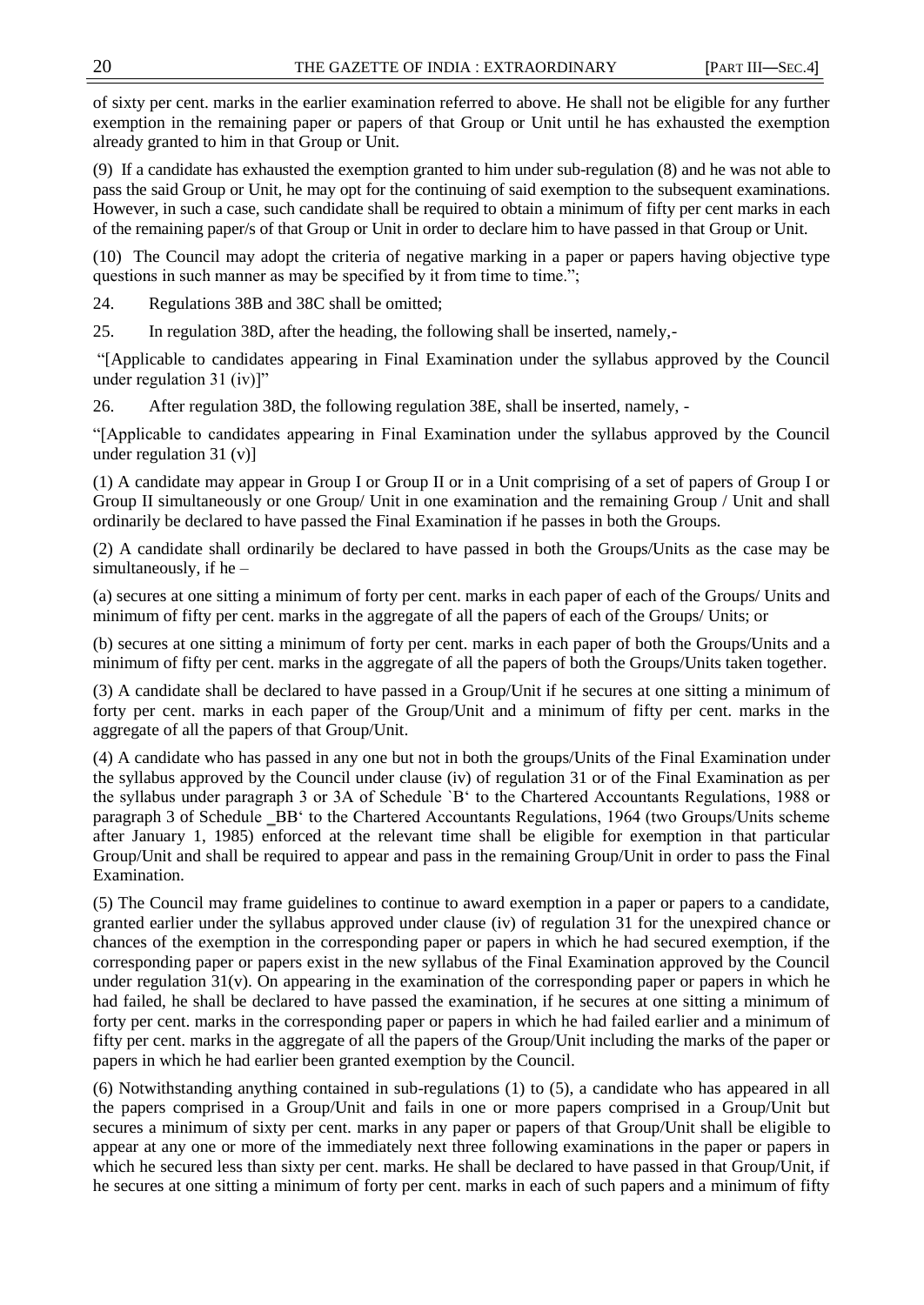of sixty per cent. marks in the earlier examination referred to above. He shall not be eligible for any further exemption in the remaining paper or papers of that Group or Unit until he has exhausted the exemption already granted to him in that Group or Unit.

(9) If a candidate has exhausted the exemption granted to him under sub-regulation (8) and he was not able to pass the said Group or Unit, he may opt for the continuing of said exemption to the subsequent examinations. However, in such a case, such candidate shall be required to obtain a minimum of fifty per cent marks in each of the remaining paper/s of that Group or Unit in order to declare him to have passed in that Group or Unit.

(10) The Council may adopt the criteria of negative marking in a paper or papers having objective type questions in such manner as may be specified by it from time to time.";

24. Regulations 38B and 38C shall be omitted;

25. In regulation 38D, after the heading, the following shall be inserted, namely,-

"[Applicable to candidates appearing in Final Examination under the syllabus approved by the Council under regulation 31 (iv)]"

26. After regulation 38D, the following regulation 38E, shall be inserted, namely, -

"[Applicable to candidates appearing in Final Examination under the syllabus approved by the Council under regulation 31 (v)]

(1) A candidate may appear in Group I or Group II or in a Unit comprising of a set of papers of Group I or Group II simultaneously or one Group/ Unit in one examination and the remaining Group / Unit and shall ordinarily be declared to have passed the Final Examination if he passes in both the Groups.

(2) A candidate shall ordinarily be declared to have passed in both the Groups/Units as the case may be simultaneously, if he –

(a) secures at one sitting a minimum of forty per cent. marks in each paper of each of the Groups/ Units and minimum of fifty per cent. marks in the aggregate of all the papers of each of the Groups/ Units; or

(b) secures at one sitting a minimum of forty per cent. marks in each paper of both the Groups/Units and a minimum of fifty per cent. marks in the aggregate of all the papers of both the Groups/Units taken together.

(3) A candidate shall be declared to have passed in a Group/Unit if he secures at one sitting a minimum of forty per cent. marks in each paper of the Group/Unit and a minimum of fifty per cent. marks in the aggregate of all the papers of that Group/Unit.

(4) A candidate who has passed in any one but not in both the groups/Units of the Final Examination under the syllabus approved by the Council under clause (iv) of regulation 31 or of the Final Examination as per the syllabus under paragraph 3 or 3A of Schedule `B' to the Chartered Accountants Regulations, 1988 or paragraph 3 of Schedule ‗BB' to the Chartered Accountants Regulations, 1964 (two Groups/Units scheme after January 1, 1985) enforced at the relevant time shall be eligible for exemption in that particular Group/Unit and shall be required to appear and pass in the remaining Group/Unit in order to pass the Final Examination.

(5) The Council may frame guidelines to continue to award exemption in a paper or papers to a candidate, granted earlier under the syllabus approved under clause (iv) of regulation 31 for the unexpired chance or chances of the exemption in the corresponding paper or papers in which he had secured exemption, if the corresponding paper or papers exist in the new syllabus of the Final Examination approved by the Council under regulation 31(v). On appearing in the examination of the corresponding paper or papers in which he had failed, he shall be declared to have passed the examination, if he secures at one sitting a minimum of forty per cent. marks in the corresponding paper or papers in which he had failed earlier and a minimum of fifty per cent. marks in the aggregate of all the papers of the Group/Unit including the marks of the paper or papers in which he had earlier been granted exemption by the Council.

(6) Notwithstanding anything contained in sub-regulations (1) to (5), a candidate who has appeared in all the papers comprised in a Group/Unit and fails in one or more papers comprised in a Group/Unit but secures a minimum of sixty per cent. marks in any paper or papers of that Group/Unit shall be eligible to appear at any one or more of the immediately next three following examinations in the paper or papers in which he secured less than sixty per cent. marks. He shall be declared to have passed in that Group/Unit, if he secures at one sitting a minimum of forty per cent. marks in each of such papers and a minimum of fifty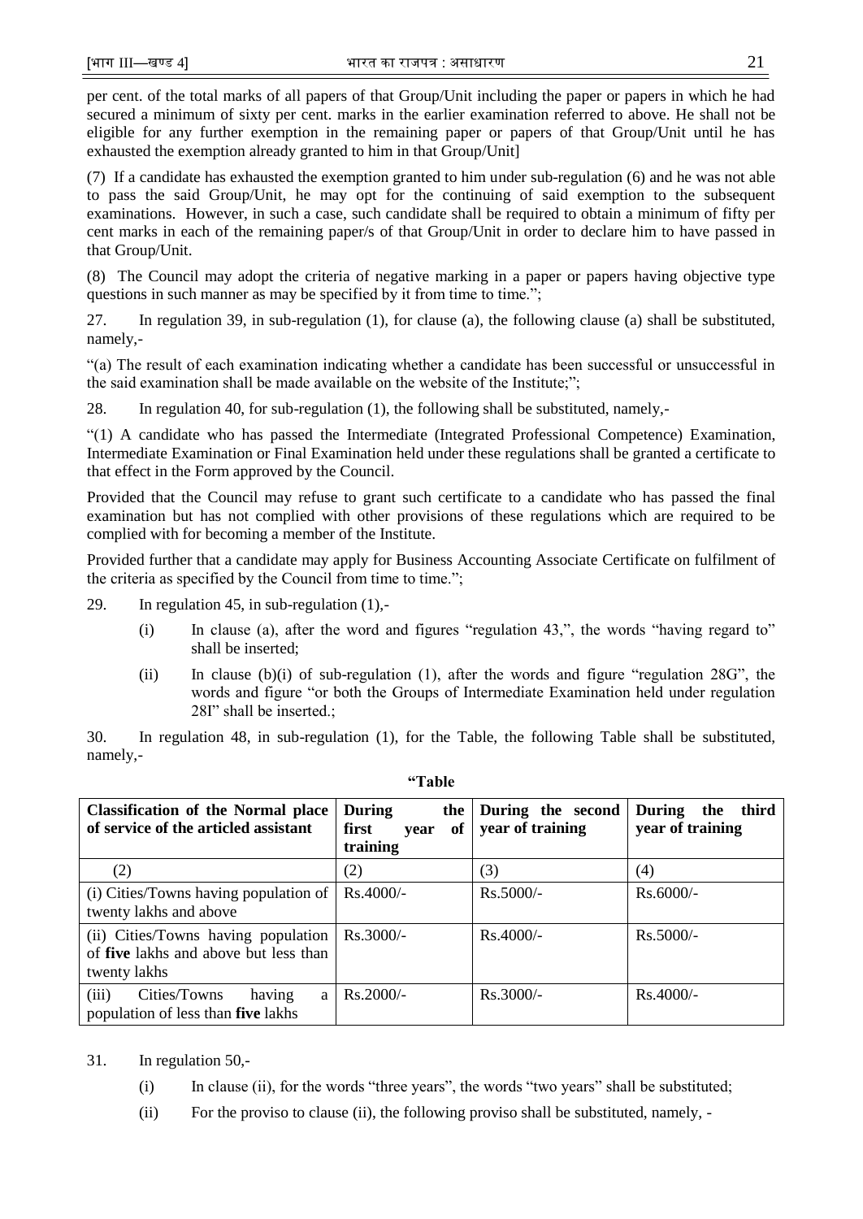per cent. of the total marks of all papers of that Group/Unit including the paper or papers in which he had secured a minimum of sixty per cent. marks in the earlier examination referred to above. He shall not be eligible for any further exemption in the remaining paper or papers of that Group/Unit until he has exhausted the exemption already granted to him in that Group/Unit]

(7) If a candidate has exhausted the exemption granted to him under sub-regulation (6) and he was not able to pass the said Group/Unit, he may opt for the continuing of said exemption to the subsequent examinations. However, in such a case, such candidate shall be required to obtain a minimum of fifty per cent marks in each of the remaining paper/s of that Group/Unit in order to declare him to have passed in that Group/Unit.

(8) The Council may adopt the criteria of negative marking in a paper or papers having objective type questions in such manner as may be specified by it from time to time.";

27. In regulation 39, in sub-regulation (1), for clause (a), the following clause (a) shall be substituted, namely,-

"(a) The result of each examination indicating whether a candidate has been successful or unsuccessful in the said examination shall be made available on the website of the Institute;";

28. In regulation 40, for sub-regulation (1), the following shall be substituted, namely,-

"(1) A candidate who has passed the Intermediate (Integrated Professional Competence) Examination, Intermediate Examination or Final Examination held under these regulations shall be granted a certificate to that effect in the Form approved by the Council.

Provided that the Council may refuse to grant such certificate to a candidate who has passed the final examination but has not complied with other provisions of these regulations which are required to be complied with for becoming a member of the Institute.

Provided further that a candidate may apply for Business Accounting Associate Certificate on fulfilment of the criteria as specified by the Council from time to time.";

29. In regulation 45, in sub-regulation (1),-

(i) In clause (a), after the word and figures "regulation 43,", the words "having regard to" shall be inserted;

(ii) In clause (b)(i) of sub-regulation (1), after the words and figure "regulation 28G", the words and figure "or both the Groups of Intermediate Examination held under regulation 28I" shall be inserted.;

30. In regulation 48, in sub-regulation (1), for the Table, the following Table shall be substituted, namely,-

**"Table**

| Classification of the Normal place of service of the articled assistant | During the first year of training | During the second year of training | During the third year of training |
|---|---|---|---|
| (2) | (2) | (3) | (4) |
| (i) Cities/Towns having population of twenty lakhs and above | Rs.4000/- | Rs.5000/- | Rs.6000/- |
| (ii) Cities/Towns having population of **five** lakhs and above but less than twenty lakhs | Rs.3000/- | Rs.4000/- | Rs.5000/- |
| (iii) Cities/Towns having a population of less than **five** lakhs | Rs.2000/- | Rs.3000/- | Rs.4000/- |

31. In regulation 50,-

(i) In clause (ii), for the words "three years", the words "two years" shall be substituted;

(ii) For the proviso to clause (ii), the following proviso shall be substituted, namely, -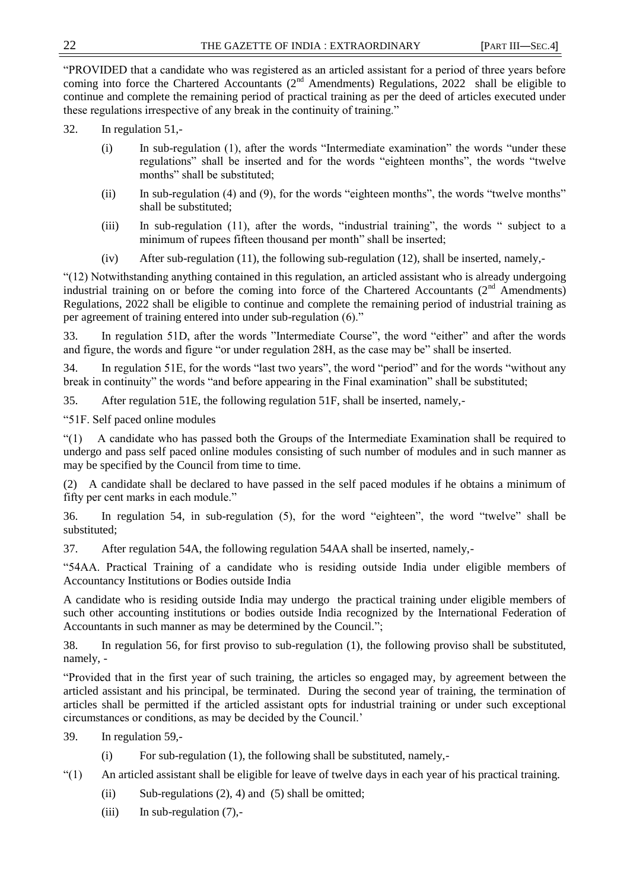"PROVIDED that a candidate who was registered as an articled assistant for a period of three years before coming into force the Chartered Accountants (2nd Amendments) Regulations, 2022 shall be eligible to continue and complete the remaining period of practical training as per the deed of articles executed under these regulations irrespective of any break in the continuity of training."

32. In regulation 51,-

(i) In sub-regulation (1), after the words "Intermediate examination" the words "under these regulations" shall be inserted and for the words "eighteen months", the words "twelve months" shall be substituted;

(ii) In sub-regulation (4) and (9), for the words "eighteen months", the words "twelve months" shall be substituted;

(iii) In sub-regulation (11), after the words, "industrial training", the words " subject to a minimum of rupees fifteen thousand per month" shall be inserted;

(iv) After sub-regulation (11), the following sub-regulation (12), shall be inserted, namely,-

"(12) Notwithstanding anything contained in this regulation, an articled assistant who is already undergoing industrial training on or before the coming into force of the Chartered Accountants (2nd Amendments) Regulations, 2022 shall be eligible to continue and complete the remaining period of industrial training as per agreement of training entered into under sub-regulation (6)."

33. In regulation 51D, after the words "Intermediate Course", the word "either" and after the words and figure, the words and figure "or under regulation 28H, as the case may be" shall be inserted.

34. In regulation 51E, for the words "last two years", the word "period" and for the words "without any break in continuity" the words "and before appearing in the Final examination" shall be substituted;

35. After regulation 51E, the following regulation 51F, shall be inserted, namely,-

"51F. Self paced online modules

"(1) A candidate who has passed both the Groups of the Intermediate Examination shall be required to undergo and pass self paced online modules consisting of such number of modules and in such manner as may be specified by the Council from time to time.

(2) A candidate shall be declared to have passed in the self paced modules if he obtains a minimum of fifty per cent marks in each module."

36. In regulation 54, in sub-regulation (5), for the word "eighteen", the word "twelve" shall be substituted;

37. After regulation 54A, the following regulation 54AA shall be inserted, namely,-

"54AA. Practical Training of a candidate who is residing outside India under eligible members of Accountancy Institutions or Bodies outside India

A candidate who is residing outside India may undergo the practical training under eligible members of such other accounting institutions or bodies outside India recognized by the International Federation of Accountants in such manner as may be determined by the Council.";

38. In regulation 56, for first proviso to sub-regulation (1), the following proviso shall be substituted, namely, -

"Provided that in the first year of such training, the articles so engaged may, by agreement between the articled assistant and his principal, be terminated. During the second year of training, the termination of articles shall be permitted if the articled assistant opts for industrial training or under such exceptional circumstances or conditions, as may be decided by the Council.'

39. In regulation 59,-

(i) For sub-regulation (1), the following shall be substituted, namely,-

"(1) An articled assistant shall be eligible for leave of twelve days in each year of his practical training.

(ii) Sub-regulations (2), 4) and (5) shall be omitted;

(iii) In sub-regulation (7),-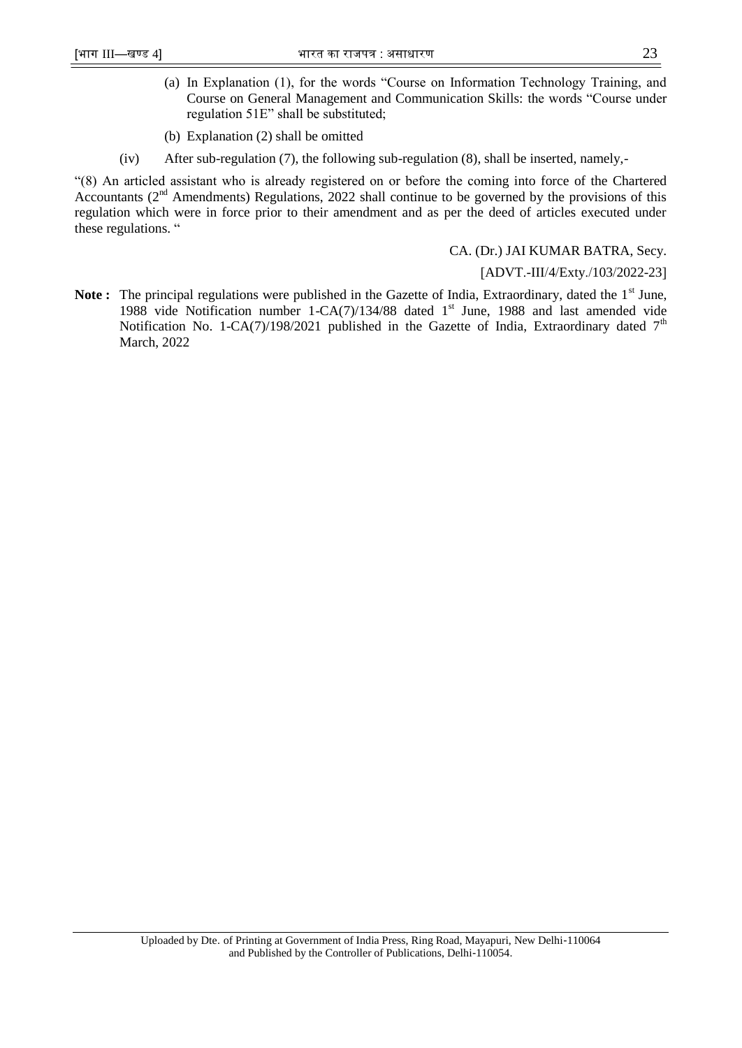(a) In Explanation (1), for the words "Course on Information Technology Training, and Course on General Management and Communication Skills: the words "Course under regulation 51E" shall be substituted;

(b) Explanation (2) shall be omitted

(iv) After sub-regulation (7), the following sub-regulation (8), shall be inserted, namely,-

"(8) An articled assistant who is already registered on or before the coming into force of the Chartered Accountants (2nd Amendments) Regulations, 2022 shall continue to be governed by the provisions of this regulation which were in force prior to their amendment and as per the deed of articles executed under these regulations. "

CA. (Dr.) JAI KUMAR BATRA, Secy.

[ADVT.-III/4/Exty./103/2022-23]

**Note :** The principal regulations were published in the Gazette of India, Extraordinary, dated the 1st June, 1988 vide Notification number 1-CA(7)/134/88 dated 1st June, 1988 and last amended vide Notification No. 1-CA(7)/198/2021 published in the Gazette of India, Extraordinary dated 7th March, 2022

Uploaded by Dte. of Printing at Government of India Press, Ring Road, Mayapuri, New Delhi-110064 and Published by the Controller of Publications, Delhi-110054.